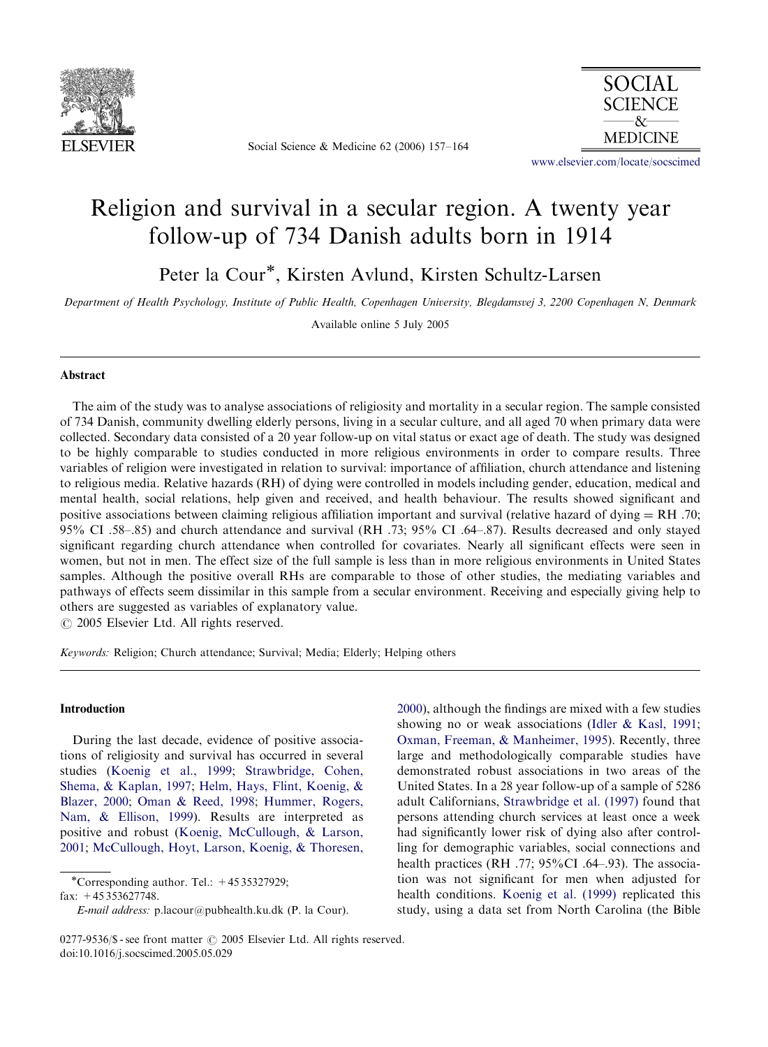# Religion and survival in a secular region. A twenty year follow-up of 734 Danish adults born in 1914

Peter la Cour*, Kirsten Avlund, Kirsten Schultz-Larsen

*Department of Health Psychology, Institute of Public Health, Copenhagen University, Blegdamsvej 3, 2200 Copenhagen N, Denmark*

Available online 5 July 2005

## Abstract

The aim of the study was to analyse associations of religiosity and mortality in a secular region. The sample consisted of 734 Danish, community dwelling elderly persons, living in a secular culture, and all aged 70 when primary data were collected. Secondary data consisted of a 20 year follow-up on vital status or exact age of death. The study was designed to be highly comparable to studies conducted in more religious environments in order to compare results. Three variables of religion were investigated in relation to survival: importance of affiliation, church attendance and listening to religious media. Relative hazards (RH) of dying were controlled in models including gender, education, medical and mental health, social relations, help given and received, and health behaviour. The results showed significant and positive associations between claiming religious affiliation important and survival (relative hazard of dying = RH .70; 95% CI .58–.85) and church attendance and survival (RH .73; 95% CI .64–.87). Results decreased and only stayed significant regarding church attendance when controlled for covariates. Nearly all significant effects were seen in women, but not in men. The effect size of the full sample is less than in more religious environments in United States samples. Although the positive overall RHs are comparable to those of other studies, the mediating variables and pathways of effects seem dissimilar in this sample from a secular environment. Receiving and especially giving help to others are suggested as variables of explanatory value.

© 2005 Elsevier Ltd. All rights reserved.

*Keywords:* Religion; Church attendance; Survival; Media; Elderly; Helping others

## Introduction

During the last decade, evidence of positive associations of religiosity and survival has occurred in several studies (Koenig et al., 1999; Strawbridge, Cohen, Shema, & Kaplan, 1997; Helm, Hays, Flint, Koenig, & Blazer, 2000; Oman & Reed, 1998; Hummer, Rogers, Nam, & Ellison, 1999). Results are interpreted as positive and robust (Koenig, McCullough, & Larson, 2001; McCullough, Hoyt, Larson, Koenig, & Thoresen, 2000), although the findings are mixed with a few studies showing no or weak associations (Idler & Kasl, 1991; Oxman, Freeman, & Manheimer, 1995). Recently, three large and methodologically comparable studies have demonstrated robust associations in two areas of the United States. In a 28 year follow-up of a sample of 5286 adult Californians, Strawbridge et al. (1997) found that persons attending church services at least once a week had significantly lower risk of dying also after controlling for demographic variables, social connections and health practices (RH .77; 95%CI .64–.93). The association was not significant for men when adjusted for health conditions. Koenig et al. (1999) replicated this study, using a data set from North Carolina (the Bible

*Corresponding author. Tel.: +45 35327929; fax: +45 353627748.
*E-mail address:* p.lacour@pubhealth.ku.dk (P. la Cour).

0277-9536/$ - see front matter © 2005 Elsevier Ltd. All rights reserved.
doi:10.1016/j.socscimed.2005.05.029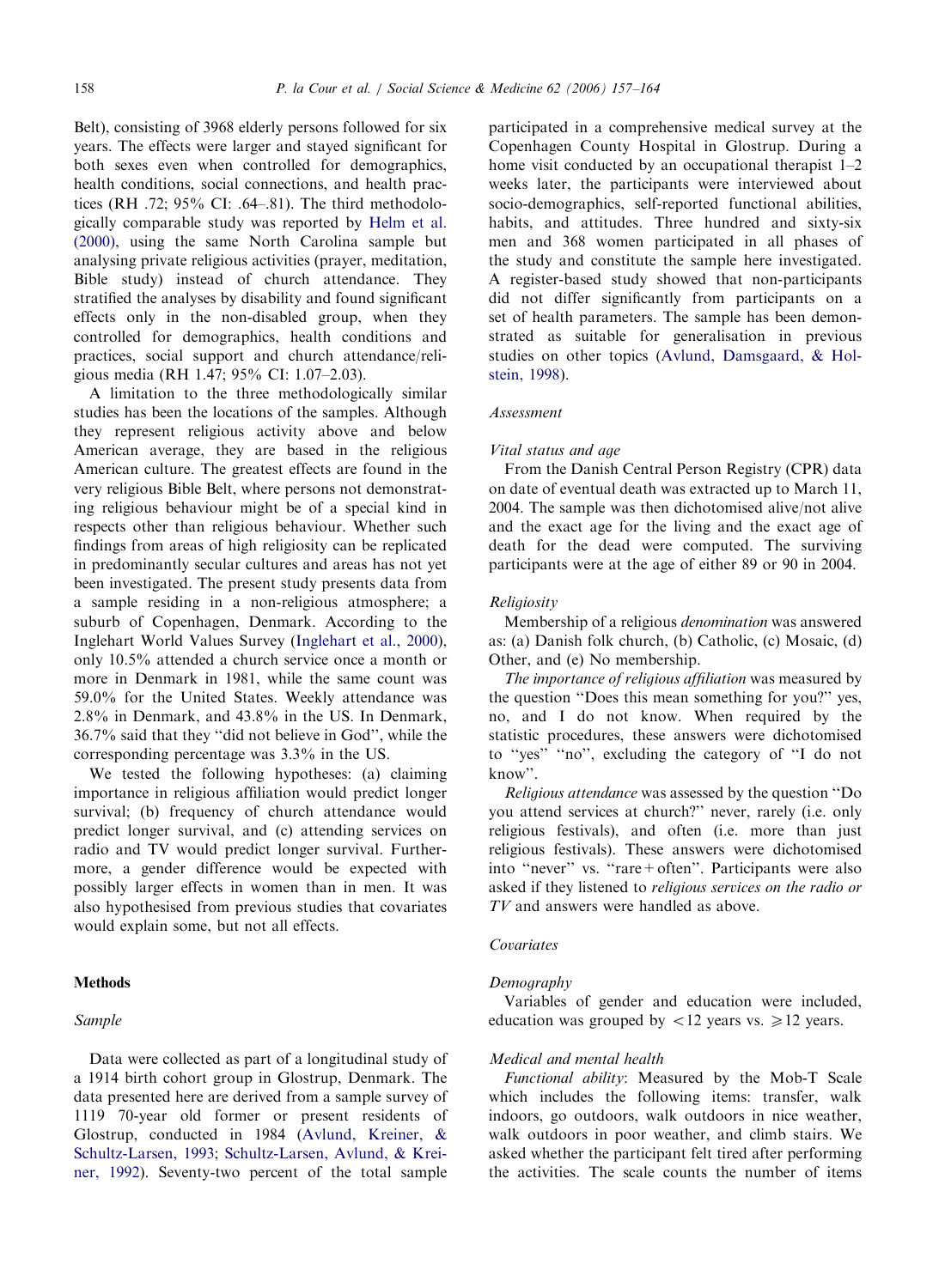Belt), consisting of 3968 elderly persons followed for six years. The effects were larger and stayed significant for both sexes even when controlled for demographics, health conditions, social connections, and health practices (RH .72; 95% CI: .64–.81). The third methodologically comparable study was reported by Helm et al. (2000), using the same North Carolina sample but analysing private religious activities (prayer, meditation, Bible study) instead of church attendance. They stratified the analyses by disability and found significant effects only in the non-disabled group, when they controlled for demographics, health conditions and practices, social support and church attendance/religious media (RH 1.47; 95% CI: 1.07–2.03).

A limitation to the three methodologically similar studies has been the locations of the samples. Although they represent religious activity above and below American average, they are based in the religious American culture. The greatest effects are found in the very religious Bible Belt, where persons not demonstrating religious behaviour might be of a special kind in respects other than religious behaviour. Whether such findings from areas of high religiosity can be replicated in predominantly secular cultures and areas has not yet been investigated. The present study presents data from a sample residing in a non-religious atmosphere; a suburb of Copenhagen, Denmark. According to the Inglehart World Values Survey (Inglehart et al., 2000), only 10.5% attended a church service once a month or more in Denmark in 1981, while the same count was 59.0% for the United States. Weekly attendance was 2.8% in Denmark, and 43.8% in the US. In Denmark, 36.7% said that they "did not believe in God", while the corresponding percentage was 3.3% in the US.

We tested the following hypotheses: (a) claiming importance in religious affiliation would predict longer survival; (b) frequency of church attendance would predict longer survival, and (c) attending services on radio and TV would predict longer survival. Furthermore, a gender difference would be expected with possibly larger effects in women than in men. It was also hypothesised from previous studies that covariates would explain some, but not all effects.

## Methods

### Sample

Data were collected as part of a longitudinal study of a 1914 birth cohort group in Glostrup, Denmark. The data presented here are derived from a sample survey of 1119 70-year old former or present residents of Glostrup, conducted in 1984 (Avlund, Kreiner, & Schultz-Larsen, 1993; Schultz-Larsen, Avlund, & Kreiner, 1992). Seventy-two percent of the total sample participated in a comprehensive medical survey at the Copenhagen County Hospital in Glostrup. During a home visit conducted by an occupational therapist 1–2 weeks later, the participants were interviewed about socio-demographics, self-reported functional abilities, habits, and attitudes. Three hundred and sixty-six men and 368 women participated in all phases of the study and constitute the sample here investigated. A register-based study showed that non-participants did not differ significantly from participants on a set of health parameters. The sample has been demonstrated as suitable for generalisation in previous studies on other topics (Avlund, Damsgaard, & Holstein, 1998).

### Assessment

#### Vital status and age

From the Danish Central Person Registry (CPR) data on date of eventual death was extracted up to March 11, 2004. The sample was then dichotomised alive/not alive and the exact age for the living and the exact age of death for the dead were computed. The surviving participants were at the age of either 89 or 90 in 2004.

#### Religiosity

Membership of a religious *denomination* was answered as: (a) Danish folk church, (b) Catholic, (c) Mosaic, (d) Other, and (e) No membership.

*The importance of religious affiliation* was measured by the question "Does this mean something for you?" yes, no, and I do not know. When required by the statistic procedures, these answers were dichotomised to "yes" "no", excluding the category of "I do not know".

*Religious attendance* was assessed by the question "Do you attend services at church?" never, rarely (i.e. only religious festivals), and often (i.e. more than just religious festivals). These answers were dichotomised into "never" vs. "rare + often". Participants were also asked if they listened to *religious services on the radio or TV* and answers were handled as above.

### Covariates

#### Demography

Variables of gender and education were included, education was grouped by $<12$ years vs. $\geqslant 12$ years.

#### Medical and mental health

*Functional ability*: Measured by the Mob-T Scale which includes the following items: transfer, walk indoors, go outdoors, walk outdoors in nice weather, walk outdoors in poor weather, and climb stairs. We asked whether the participant felt tired after performing the activities. The scale counts the number of items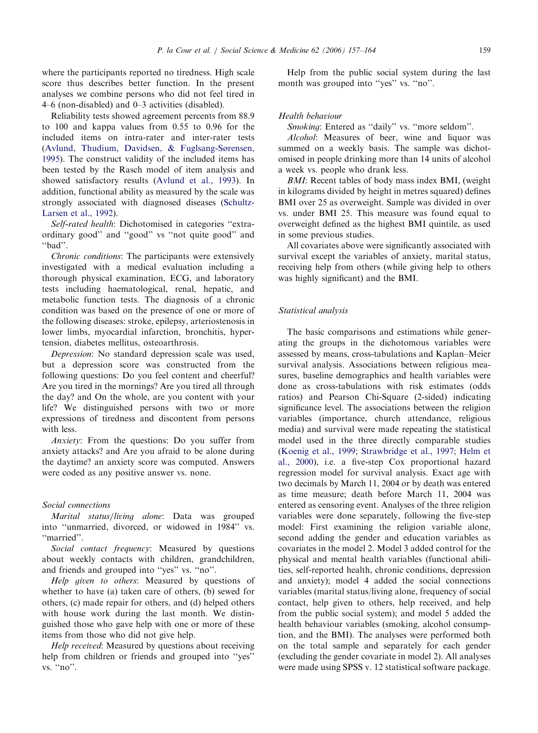where the participants reported no tiredness. High scale score thus describes better function. In the present analyses we combine persons who did not feel tired in 4–6 (non-disabled) and 0–3 activities (disabled).

Reliability tests showed agreement percents from 88.9 to 100 and kappa values from 0.55 to 0.96 for the included items on intra-rater and inter-rater tests (Avlund, Thudium, Davidsen, & Fuglsang-Sørensen, 1995). The construct validity of the included items has been tested by the Rasch model of item analysis and showed satisfactory results (Avlund et al., 1993). In addition, functional ability as measured by the scale was strongly associated with diagnosed diseases (Schultz-Larsen et al., 1992).

*Self-rated health*: Dichotomised in categories "extraordinary good" and "good" vs "not quite good" and "bad".

*Chronic conditions*: The participants were extensively investigated with a medical evaluation including a thorough physical examination, ECG, and laboratory tests including haematological, renal, hepatic, and metabolic function tests. The diagnosis of a chronic condition was based on the presence of one or more of the following diseases: stroke, epilepsy, arteriostenosis in lower limbs, myocardial infarction, bronchitis, hypertension, diabetes mellitus, osteoarthrosis.

*Depression*: No standard depression scale was used, but a depression score was constructed from the following questions: Do you feel content and cheerful? Are you tired in the mornings? Are you tired all through the day? and On the whole, are you content with your life? We distinguished persons with two or more expressions of tiredness and discontent from persons with less.

*Anxiety*: From the questions: Do you suffer from anxiety attacks? and Are you afraid to be alone during the daytime? an anxiety score was computed. Answers were coded as any positive answer vs. none.

### Social connections

*Marital status/living alone*: Data was grouped into "unmarried, divorced, or widowed in 1984" vs. "married".

*Social contact frequency*: Measured by questions about weekly contacts with children, grandchildren, and friends and grouped into "yes" vs. "no".

*Help given to others*: Measured by questions of whether to have (a) taken care of others, (b) sewed for others, (c) made repair for others, and (d) helped others with house work during the last month. We distinguished those who gave help with one or more of these items from those who did not give help.

*Help received*: Measured by questions about receiving help from children or friends and grouped into "yes" vs. "no".

Help from the public social system during the last month was grouped into "yes" vs. "no".

### Health behaviour

*Smoking*: Entered as "daily" vs. "more seldom".

*Alcohol*: Measures of beer, wine and liquor was summed on a weekly basis. The sample was dichotomised in people drinking more than 14 units of alcohol a week vs. people who drank less.

*BMI*: Recent tables of body mass index BMI, (weight in kilograms divided by height in metres squared) defines BMI over 25 as overweight. Sample was divided in over vs. under BMI 25. This measure was found equal to overweight defined as the highest BMI quintile, as used in some previous studies.

All covariates above were significantly associated with survival except the variables of anxiety, marital status, receiving help from others (while giving help to others was highly significant) and the BMI.

### Statistical analysis

The basic comparisons and estimations while generating the groups in the dichotomous variables were assessed by means, cross-tabulations and Kaplan–Meier survival analysis. Associations between religious measures, baseline demographics and health variables were done as cross-tabulations with risk estimates (odds ratios) and Pearson Chi-Square (2-sided) indicating significance level. The associations between the religion variables (importance, church attendance, religious media) and survival were made repeating the statistical model used in the three directly comparable studies (Koenig et al., 1999; Strawbridge et al., 1997; Helm et al., 2000), i.e. a five-step Cox proportional hazard regression model for survival analysis. Exact age with two decimals by March 11, 2004 or by death was entered as time measure; death before March 11, 2004 was entered as censoring event. Analyses of the three religion variables were done separately, following the five-step model: First examining the religion variable alone, second adding the gender and education variables as covariates in the model 2. Model 3 added control for the physical and mental health variables (functional abilities, self-reported health, chronic conditions, depression and anxiety); model 4 added the social connections variables (marital status/living alone, frequency of social contact, help given to others, help received, and help from the public social system); and model 5 added the health behaviour variables (smoking, alcohol consumption, and the BMI). The analyses were performed both on the total sample and separately for each gender (excluding the gender covariate in model 2). All analyses were made using SPSS v. 12 statistical software package.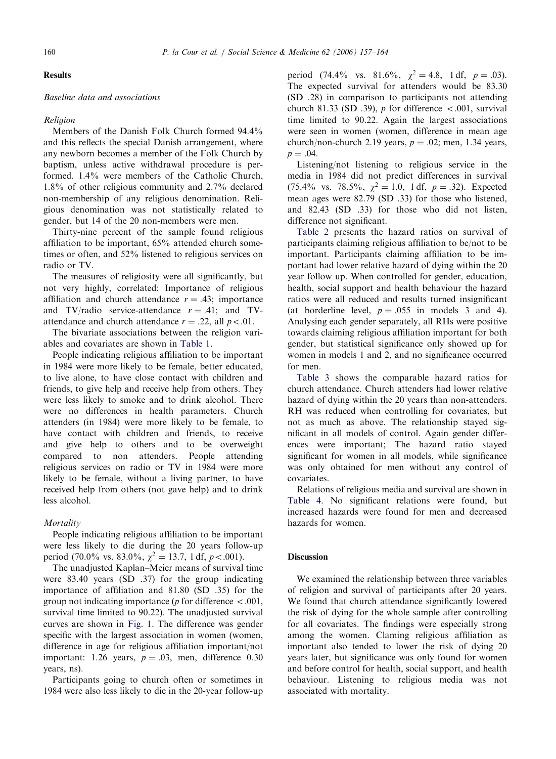## Results

### *Baseline data and associations*

#### *Religion*

Members of the Danish Folk Church formed 94.4% and this reflects the special Danish arrangement, where any newborn becomes a member of the Folk Church by baptism, unless active withdrawal procedure is performed. 1.4% were members of the Catholic Church, 1.8% of other religious community and 2.7% declared non-membership of any religious denomination. Religious denomination was not statistically related to gender, but 14 of the 20 non-members were men.

Thirty-nine percent of the sample found religious affiliation to be important, 65% attended church sometimes or often, and 52% listened to religious services on radio or TV.

The measures of religiosity were all significantly, but not very highly, correlated: Importance of religious affiliation and church attendance $r = .43$; importance and TV/radio service-attendance $r = .41$; and TV-attendance and church attendance $r = .22$, all $p < .01$.

The bivariate associations between the religion variables and covariates are shown in Table 1.

People indicating religious affiliation to be important in 1984 were more likely to be female, better educated, to live alone, to have close contact with children and friends, to give help and receive help from others. They were less likely to smoke and to drink alcohol. There were no differences in health parameters. Church attenders (in 1984) were more likely to be female, to have contact with children and friends, to receive and give help to others and to be overweight compared to non attenders. People attending religious services on radio or TV in 1984 were more likely to be female, without a living partner, to have received help from others (not gave help) and to drink less alcohol.

#### *Mortality*

People indicating religious affiliation to be important were less likely to die during the 20 years follow-up period (70.0% vs. 83.0%, $\chi^2 = 13.7$, 1 df, $p < .001$).

The unadjusted Kaplan–Meier means of survival time were 83.40 years (SD .37) for the group indicating importance of affiliation and 81.80 (SD .35) for the group not indicating importance ($p$ for difference $< .001$, survival time limited to 90.22). The unadjusted survival curves are shown in Fig. 1. The difference was gender specific with the largest association in women (women, difference in age for religious affiliation important/not important: 1.26 years, $p = .03$, men, difference 0.30 years, ns).

Participants going to church often or sometimes in 1984 were also less likely to die in the 20-year follow-up period (74.4% vs. 81.6%, $\chi^2 = 4.8$, 1 df, $p = .03$). The expected survival for attenders would be 83.30 (SD .28) in comparison to participants not attending church 81.33 (SD .39), $p$ for difference $< .001$, survival time limited to 90.22. Again the largest associations were seen in women (women, difference in mean age church/non-church 2.19 years, $p = .02$; men, 1.34 years, $p = .04$.

Listening/not listening to religious service in the media in 1984 did not predict differences in survival (75.4% vs. 78.5%, $\chi^2 = 1.0$, 1 df, $p = .32$). Expected mean ages were 82.79 (SD .33) for those who listened, and 82.43 (SD .33) for those who did not listen, difference not significant.

Table 2 presents the hazard ratios on survival of participants claiming religious affiliation to be/not to be important. Participants claiming affiliation to be important had lower relative hazard of dying within the 20 year follow up. When controlled for gender, education, health, social support and health behaviour the hazard ratios were all reduced and results turned insignificant (at borderline level, $p = .055$ in models 3 and 4). Analysing each gender separately, all RHs were positive towards claiming religious affiliation important for both gender, but statistical significance only showed up for women in models 1 and 2, and no significance occurred for men.

Table 3 shows the comparable hazard ratios for church attendance. Church attenders had lower relative hazard of dying within the 20 years than non-attenders. RH was reduced when controlling for covariates, but not as much as above. The relationship stayed significant in all models of control. Again gender differences were important; The hazard ratio stayed significant for women in all models, while significance was only obtained for men without any control of covariates.

Relations of religious media and survival are shown in Table 4. No significant relations were found, but increased hazards were found for men and decreased hazards for women.

## Discussion

We examined the relationship between three variables of religion and survival of participants after 20 years. We found that church attendance significantly lowered the risk of dying for the whole sample after controlling for all covariates. The findings were especially strong among the women. Claming religious affiliation as important also tended to lower the risk of dying 20 years later, but significance was only found for women and before control for health, social support, and health behaviour. Listening to religious media was not associated with mortality.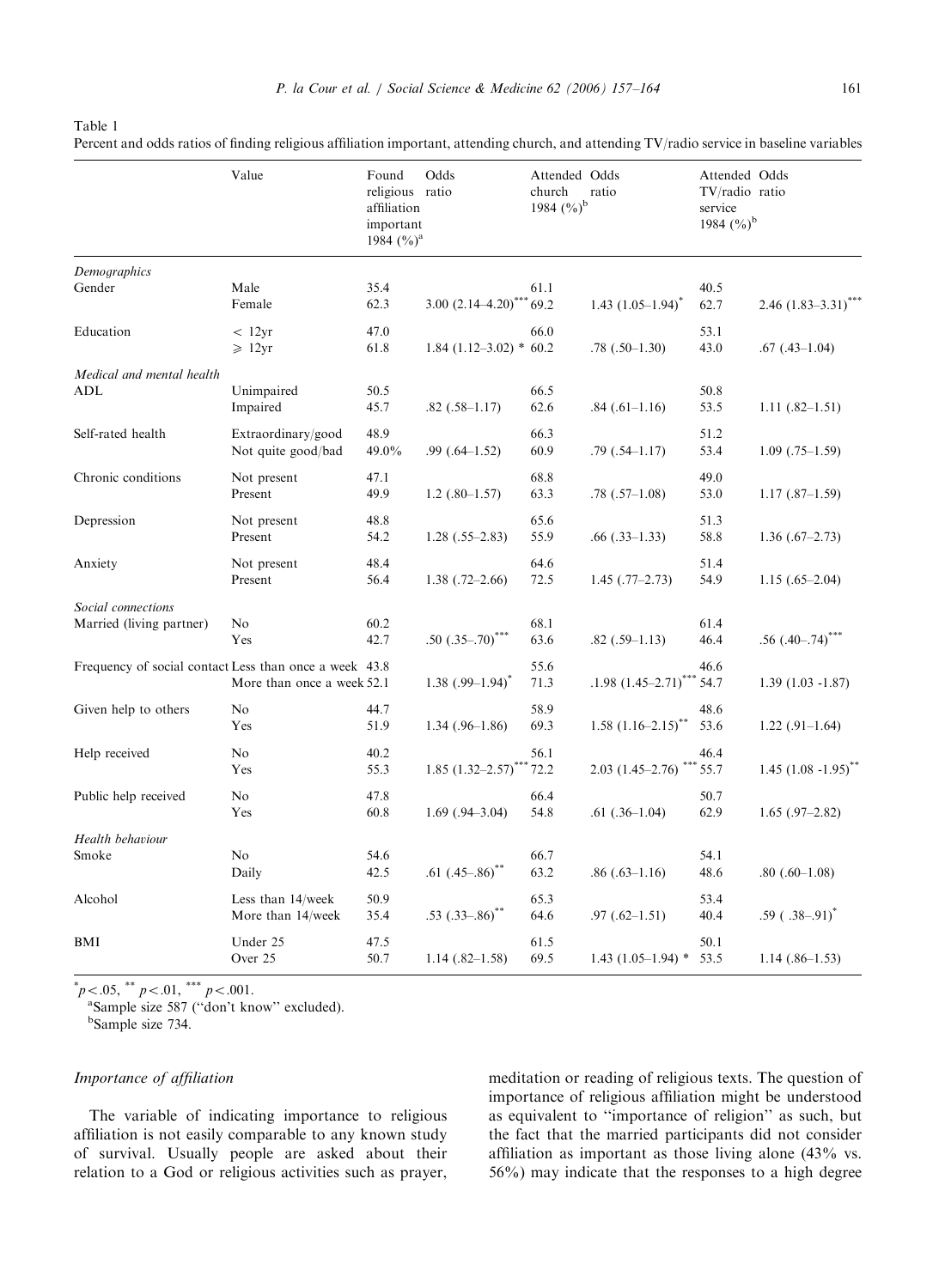Table 1

Percent and odds ratios of finding religious affiliation important, attending church, and attending TV/radio service in baseline variables

| | Value | Found religious affiliation important 1984 (%)[a] | Odds ratio | Attended church 1984 (%)[b] | Odds ratio | Attended TV/radio service 1984 (%)[b] | Odds ratio |
|---|---|---|---|---|---|---|---|
| *Demographics* | | | | | | | |
| Gender | Male | 35.4 | | 61.1 | | 40.5 | |
| | Female | 62.3 | 3.00 (2.14–4.20)*** | 69.2 | 1.43 (1.05–1.94)* | 62.7 | 2.46 (1.83–3.31)*** |
| Education | < 12yr | 47.0 | | 66.0 | | 53.1 | |
| | ⩾ 12yr | 61.8 | 1.84 (1.12–3.02) * | 60.2 | .78 (.50–1.30) | 43.0 | .67 (.43–1.04) |
| *Medical and mental health* | | | | | | | |
| ADL | Unimpaired | 50.5 | | 66.5 | | 50.8 | |
| | Impaired | 45.7 | .82 (.58–1.17) | 62.6 | .84 (.61–1.16) | 53.5 | 1.11 (.82–1.51) |
| Self-rated health | Extraordinary/good | 48.9 | | 66.3 | | 51.2 | |
| | Not quite good/bad | 49.0% | .99 (.64–1.52) | 60.9 | .79 (.54–1.17) | 53.4 | 1.09 (.75–1.59) |
| Chronic conditions | Not present | 47.1 | | 68.8 | | 49.0 | |
| | Present | 49.9 | 1.2 (.80–1.57) | 63.3 | .78 (.57–1.08) | 53.0 | 1.17 (.87–1.59) |
| Depression | Not present | 48.8 | | 65.6 | | 51.3 | |
| | Present | 54.2 | 1.28 (.55–2.83) | 55.9 | .66 (.33–1.33) | 58.8 | 1.36 (.67–2.73) |
| Anxiety | Not present | 48.4 | | 64.6 | | 51.4 | |
| | Present | 56.4 | 1.38 (.72–2.66) | 72.5 | 1.45 (.77–2.73) | 54.9 | 1.15 (.65–2.04) |
| *Social connections* | | | | | | | |
| Married (living partner) | No | 60.2 | | 68.1 | | 61.4 | |
| | Yes | 42.7 | .50 (.35–.70)*** | 63.6 | .82 (.59–1.13) | 46.4 | .56 (.40–.74)*** |
| Frequency of social contact | Less than once a week | 43.8 | | 55.6 | | 46.6 | |
| | More than once a week | 52.1 | 1.38 (.99–1.94)* | 71.3 | .1.98 (1.45–2.71)*** | 54.7 | 1.39 (1.03 -1.87) |
| Given help to others | No | 44.7 | | 58.9 | | 48.6 | |
| | Yes | 51.9 | 1.34 (.96–1.86) | 69.3 | 1.58 (1.16–2.15)** | 53.6 | 1.22 (.91–1.64) |
| Help received | No | 40.2 | | 56.1 | | 46.4 | |
| | Yes | 55.3 | 1.85 (1.32–2.57)*** | 72.2 | 2.03 (1.45–2.76) *** | 55.7 | 1.45 (1.08 -1.95)** |
| Public help received | No | 47.8 | | 66.4 | | 50.7 | |
| | Yes | 60.8 | 1.69 (.94–3.04) | 54.8 | .61 (.36–1.04) | 62.9 | 1.65 (.97–2.82) |
| *Health behaviour* | | | | | | | |
| Smoke | No | 54.6 | | 66.7 | | 54.1 | |
| | Daily | 42.5 | .61 (.45–.86)** | 63.2 | .86 (.63–1.16) | 48.6 | .80 (.60–1.08) |
| Alcohol | Less than 14/week | 50.9 | | 65.3 | | 53.4 | |
| | More than 14/week | 35.4 | .53 (.33–.86)** | 64.6 | .97 (.62–1.51) | 40.4 | .59 ( .38–.91)* |
| BMI | Under 25 | 47.5 | | 61.5 | | 50.1 | |
| | Over 25 | 50.7 | 1.14 (.82–1.58) | 69.5 | 1.43 (1.05–1.94) * | 53.5 | 1.14 (.86–1.53) |

*$p<.05$, ** $p<.01$, *** $p<.001$.

[a]Sample size 587 (''don't know'' excluded).

[b]Sample size 734.

### Importance of affiliation

The variable of indicating importance to religious affiliation is not easily comparable to any known study of survival. Usually people are asked about their relation to a God or religious activities such as prayer, meditation or reading of religious texts. The question of importance of religious affiliation might be understood as equivalent to ''importance of religion'' as such, but the fact that the married participants did not consider affiliation as important as those living alone (43% vs. 56%) may indicate that the responses to a high degree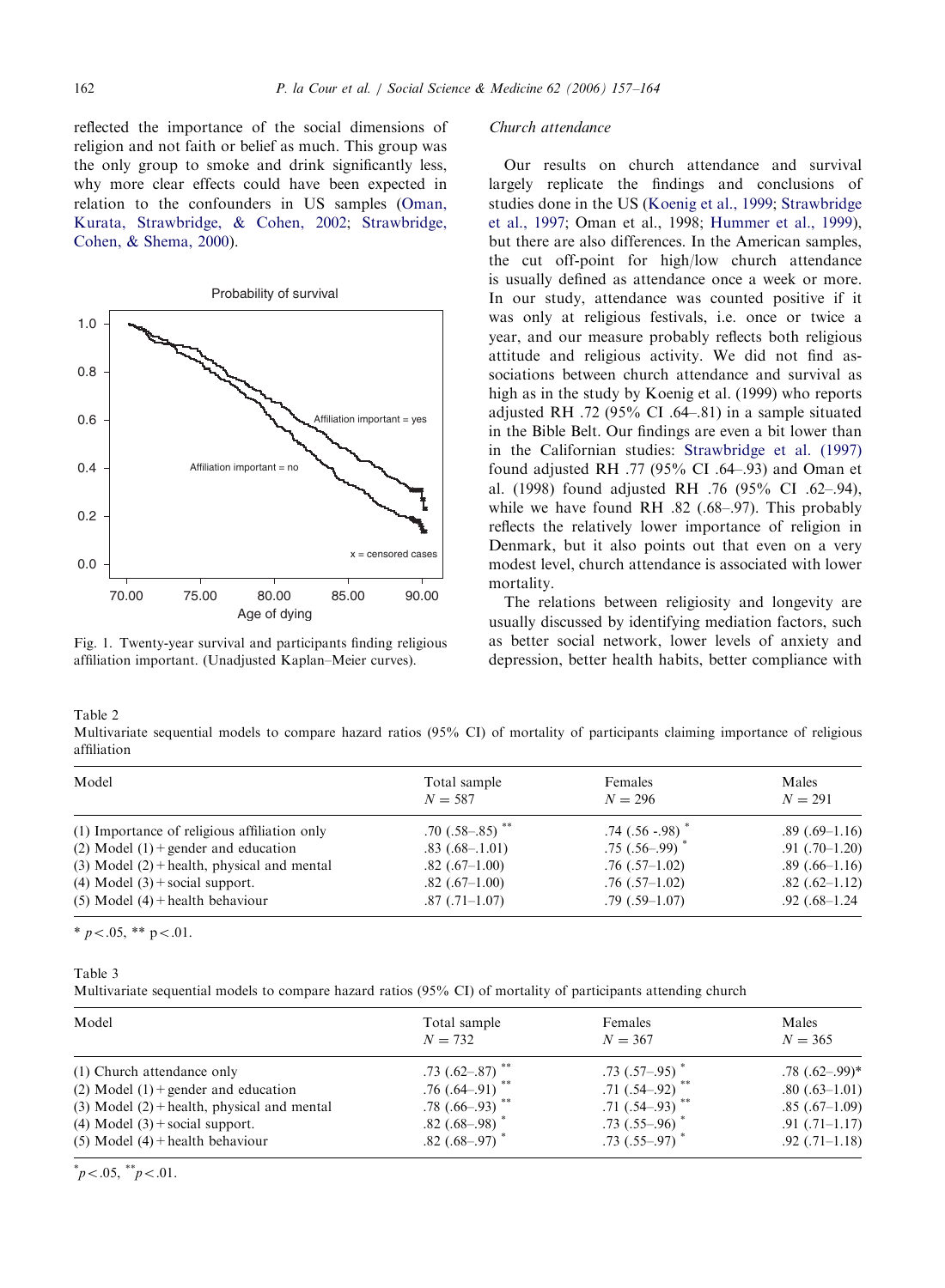reflected the importance of the social dimensions of religion and not faith or belief as much. This group was the only group to smoke and drink significantly less, why more clear effects could have been expected in relation to the confounders in US samples (Oman, Kurata, Strawbridge, & Cohen, 2002; Strawbridge, Cohen, & Shema, 2000).

Fig. 1. Twenty-year survival and participants finding religious affiliation important. (Unadjusted Kaplan–Meier curves).

### Church attendance

Our results on church attendance and survival largely replicate the findings and conclusions of studies done in the US (Koenig et al., 1999; Strawbridge et al., 1997; Oman et al., 1998; Hummer et al., 1999), but there are also differences. In the American samples, the cut off-point for high/low church attendance is usually defined as attendance once a week or more. In our study, attendance was counted positive if it was only at religious festivals, i.e. once or twice a year, and our measure probably reflects both religious attitude and religious activity. We did not find associations between church attendance and survival as high as in the study by Koenig et al. (1999) who reports adjusted RH .72 (95% CI .64–.81) in a sample situated in the Bible Belt. Our findings are even a bit lower than in the Californian studies: Strawbridge et al. (1997) found adjusted RH .77 (95% CI .64–.93) and Oman et al. (1998) found adjusted RH .76 (95% CI .62–.94), while we have found RH .82 (.68–.97). This probably reflects the relatively lower importance of religion in Denmark, but it also points out that even on a very modest level, church attendance is associated with lower mortality.

The relations between religiosity and longevity are usually discussed by identifying mediation factors, such as better social network, lower levels of anxiety and depression, better health habits, better compliance with

Table 2
Multivariate sequential models to compare hazard ratios (95% CI) of mortality of participants claiming importance of religious affiliation

| Model | Total sample $N = 587$ | Females $N = 296$ | Males $N = 291$ |
|---|---|---|---|
| (1) Importance of religious affiliation only | .70 (.58–.85) ** | .74 (.56 -.98) * | .89 (.69–1.16) |
| (2) Model (1) + gender and education | .83 (.68–.1.01) | .75 (.56–.99) * | .91 (.70–1.20) |
| (3) Model (2) + health, physical and mental | .82 (.67–1.00) | .76 (.57–1.02) | .89 (.66–1.16) |
| (4) Model (3) + social support. | .82 (.67–1.00) | .76 (.57–1.02) | .82 (.62–1.12) |
| (5) Model (4) + health behaviour | .87 (.71–1.07) | .79 (.59–1.07) | .92 (.68–1.24 |

* $p < .05$, ** $p < .01$.

Table 3
Multivariate sequential models to compare hazard ratios (95% CI) of mortality of participants attending church

| Model | Total sample $N = 732$ | Females $N = 367$ | Males $N = 365$ |
|---|---|---|---|
| (1) Church attendance only | .73 (.62–.87) ** | .73 (.57–.95) * | .78 (.62–.99)* |
| (2) Model (1) + gender and education | .76 (.64–.91) ** | .71 (.54–.92) ** | .80 (.63–1.01) |
| (3) Model (2) + health, physical and mental | .78 (.66–.93) ** | .71 (.54–.93) ** | .85 (.67–1.09) |
| (4) Model (3) + social support. | .82 (.68–.98) * | .73 (.55–.96) * | .91 (.71–1.17) |
| (5) Model (4) + health behaviour | .82 (.68–.97) * | .73 (.55–.97) * | .92 (.71–1.18) |

* $p < .05$, ** $p < .01$.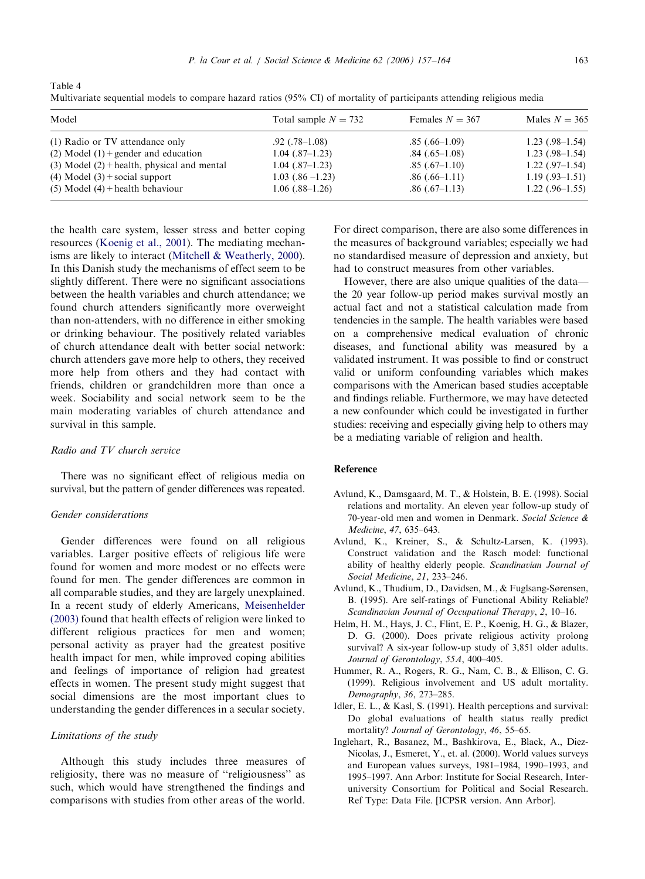Table 4
Multivariate sequential models to compare hazard ratios (95% CI) of mortality of participants attending religious media

| Model | Total sample $N = 732$ | Females $N = 367$ | Males $N = 365$ |
|---|---|---|---|
| (1) Radio or TV attendance only | .92 (.78–1.08) | .85 (.66–1.09) | 1.23 (.98–1.54) |
| (2) Model (1) + gender and education | 1.04 (.87–1.23) | .84 (.65–1.08) | 1.23 (.98–1.54) |
| (3) Model (2) + health, physical and mental | 1.04 (.87–1.23) | .85 (.67–1.10) | 1.22 (.97–1.54) |
| (4) Model (3) + social support | 1.03 (.86 –1.23) | .86 (.66–1.11) | 1.19 (.93–1.51) |
| (5) Model (4) + health behaviour | 1.06 (.88–1.26) | .86 (.67–1.13) | 1.22 (.96–1.55) |

the health care system, lesser stress and better coping resources (Koenig et al., 2001). The mediating mechanisms are likely to interact (Mitchell & Weatherly, 2000). In this Danish study the mechanisms of effect seem to be slightly different. There were no significant associations between the health variables and church attendance; we found church attenders significantly more overweight than non-attenders, with no difference in either smoking or drinking behaviour. The positively related variables of church attendance dealt with better social network: church attenders gave more help to others, they received more help from others and they had contact with friends, children or grandchildren more than once a week. Sociability and social network seem to be the main moderating variables of church attendance and survival in this sample.

### *Radio and TV church service*

There was no significant effect of religious media on survival, but the pattern of gender differences was repeated.

### *Gender considerations*

Gender differences were found on all religious variables. Larger positive effects of religious life were found for women and more modest or no effects were found for men. The gender differences are common in all comparable studies, and they are largely unexplained. In a recent study of elderly Americans, Meisenhelder (2003) found that health effects of religion were linked to different religious practices for men and women; personal activity as prayer had the greatest positive health impact for men, while improved coping abilities and feelings of importance of religion had greatest effects in women. The present study might suggest that social dimensions are the most important clues to understanding the gender differences in a secular society.

### *Limitations of the study*

Although this study includes three measures of religiosity, there was no measure of "religiousness" as such, which would have strengthened the findings and comparisons with studies from other areas of the world. For direct comparison, there are also some differences in the measures of background variables; especially we had no standardised measure of depression and anxiety, but had to construct measures from other variables.

However, there are also unique qualities of the data—the 20 year follow-up period makes survival mostly an actual fact and not a statistical calculation made from tendencies in the sample. The health variables were based on a comprehensive medical evaluation of chronic diseases, and functional ability was measured by a validated instrument. It was possible to find or construct valid or uniform confounding variables which makes comparisons with the American based studies acceptable and findings reliable. Furthermore, we may have detected a new confounder which could be investigated in further studies: receiving and especially giving help to others may be a mediating variable of religion and health.

## Reference

Avlund, K., Damsgaard, M. T., & Holstein, B. E. (1998). Social relations and mortality. An eleven year follow-up study of 70-year-old men and women in Denmark. *Social Science & Medicine*, *47*, 635–643.

Avlund, K., Kreiner, S., & Schultz-Larsen, K. (1993). Construct validation and the Rasch model: functional ability of healthy elderly people. *Scandinavian Journal of Social Medicine*, *21*, 233–246.

Avlund, K., Thudium, D., Davidsen, M., & Fuglsang-Sørensen, B. (1995). Are self-ratings of Functional Ability Reliable? *Scandinavian Journal of Occupational Therapy*, *2*, 10–16.

Helm, H. M., Hays, J. C., Flint, E. P., Koenig, H. G., & Blazer, D. G. (2000). Does private religious activity prolong survival? A six-year follow-up study of 3,851 older adults. *Journal of Gerontology*, *55A*, 400–405.

Hummer, R. A., Rogers, R. G., Nam, C. B., & Ellison, C. G. (1999). Religious involvement and US adult mortality. *Demography*, *36*, 273–285.

Idler, E. L., & Kasl, S. (1991). Health perceptions and survival: Do global evaluations of health status really predict mortality? *Journal of Gerontology*, *46*, 55–65.

Inglehart, R., Basanez, M., Bashkirova, E., Black, A., Diez-Nicolas, J., Esmeret, Y., et. al. (2000). World values surveys and European values surveys, 1981–1984, 1990–1993, and 1995–1997. Ann Arbor: Institute for Social Research, Inter-university Consortium for Political and Social Research. Ref Type: Data File. [ICPSR version. Ann Arbor].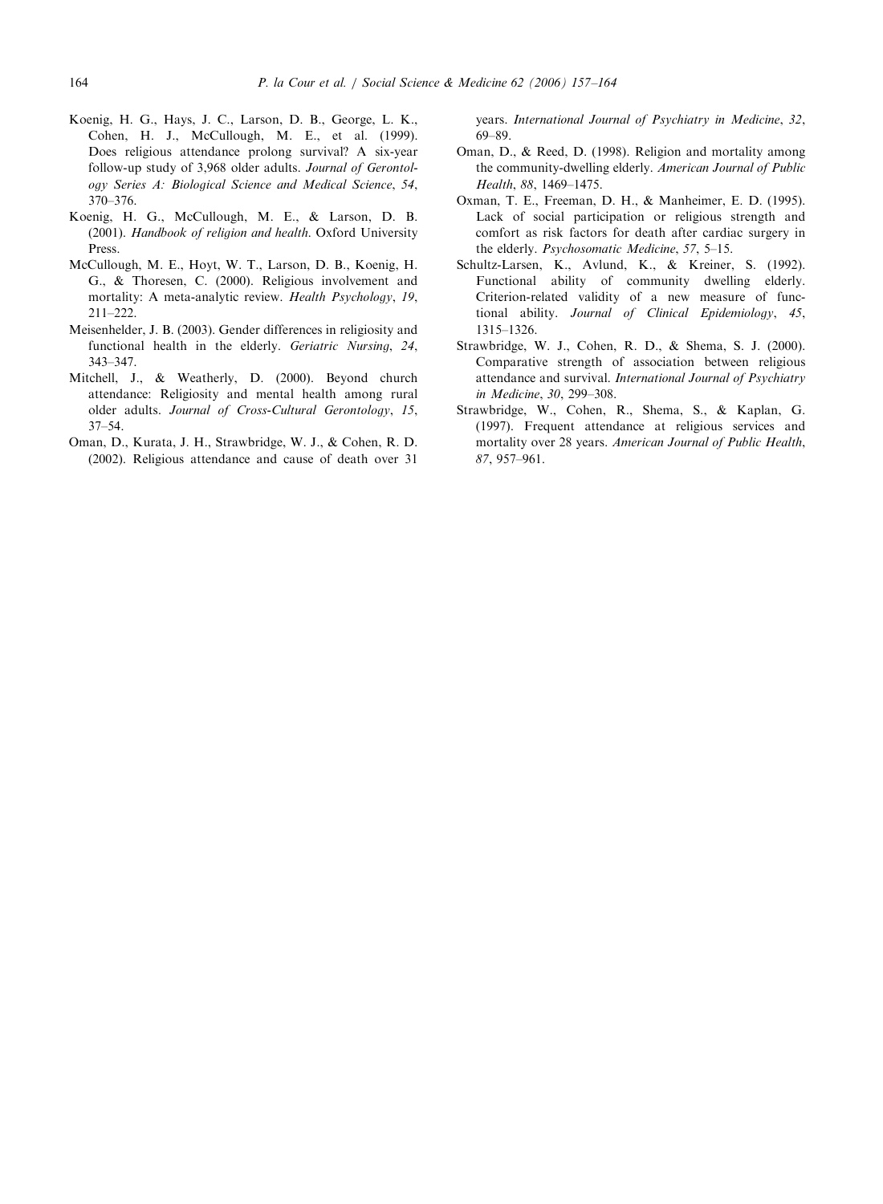Koenig, H. G., Hays, J. C., Larson, D. B., George, L. K., Cohen, H. J., McCullough, M. E., et al. (1999). Does religious attendance prolong survival? A six-year follow-up study of 3,968 older adults. *Journal of Gerontology Series A: Biological Science and Medical Science*, *54*, 370–376.

Koenig, H. G., McCullough, M. E., & Larson, D. B. (2001). *Handbook of religion and health*. Oxford University Press.

McCullough, M. E., Hoyt, W. T., Larson, D. B., Koenig, H. G., & Thoresen, C. (2000). Religious involvement and mortality: A meta-analytic review. *Health Psychology*, *19*, 211–222.

Meisenhelder, J. B. (2003). Gender differences in religiosity and functional health in the elderly. *Geriatric Nursing*, *24*, 343–347.

Mitchell, J., & Weatherly, D. (2000). Beyond church attendance: Religiosity and mental health among rural older adults. *Journal of Cross-Cultural Gerontology*, *15*, 37–54.

Oman, D., Kurata, J. H., Strawbridge, W. J., & Cohen, R. D. (2002). Religious attendance and cause of death over 31 years. *International Journal of Psychiatry in Medicine*, *32*, 69–89.

Oman, D., & Reed, D. (1998). Religion and mortality among the community-dwelling elderly. *American Journal of Public Health*, *88*, 1469–1475.

Oxman, T. E., Freeman, D. H., & Manheimer, E. D. (1995). Lack of social participation or religious strength and comfort as risk factors for death after cardiac surgery in the elderly. *Psychosomatic Medicine*, *57*, 5–15.

Schultz-Larsen, K., Avlund, K., & Kreiner, S. (1992). Functional ability of community dwelling elderly. Criterion-related validity of a new measure of functional ability. *Journal of Clinical Epidemiology*, *45*, 1315–1326.

Strawbridge, W. J., Cohen, R. D., & Shema, S. J. (2000). Comparative strength of association between religious attendance and survival. *International Journal of Psychiatry in Medicine*, *30*, 299–308.

Strawbridge, W., Cohen, R., Shema, S., & Kaplan, G. (1997). Frequent attendance at religious services and mortality over 28 years. *American Journal of Public Health*, *87*, 957–961.